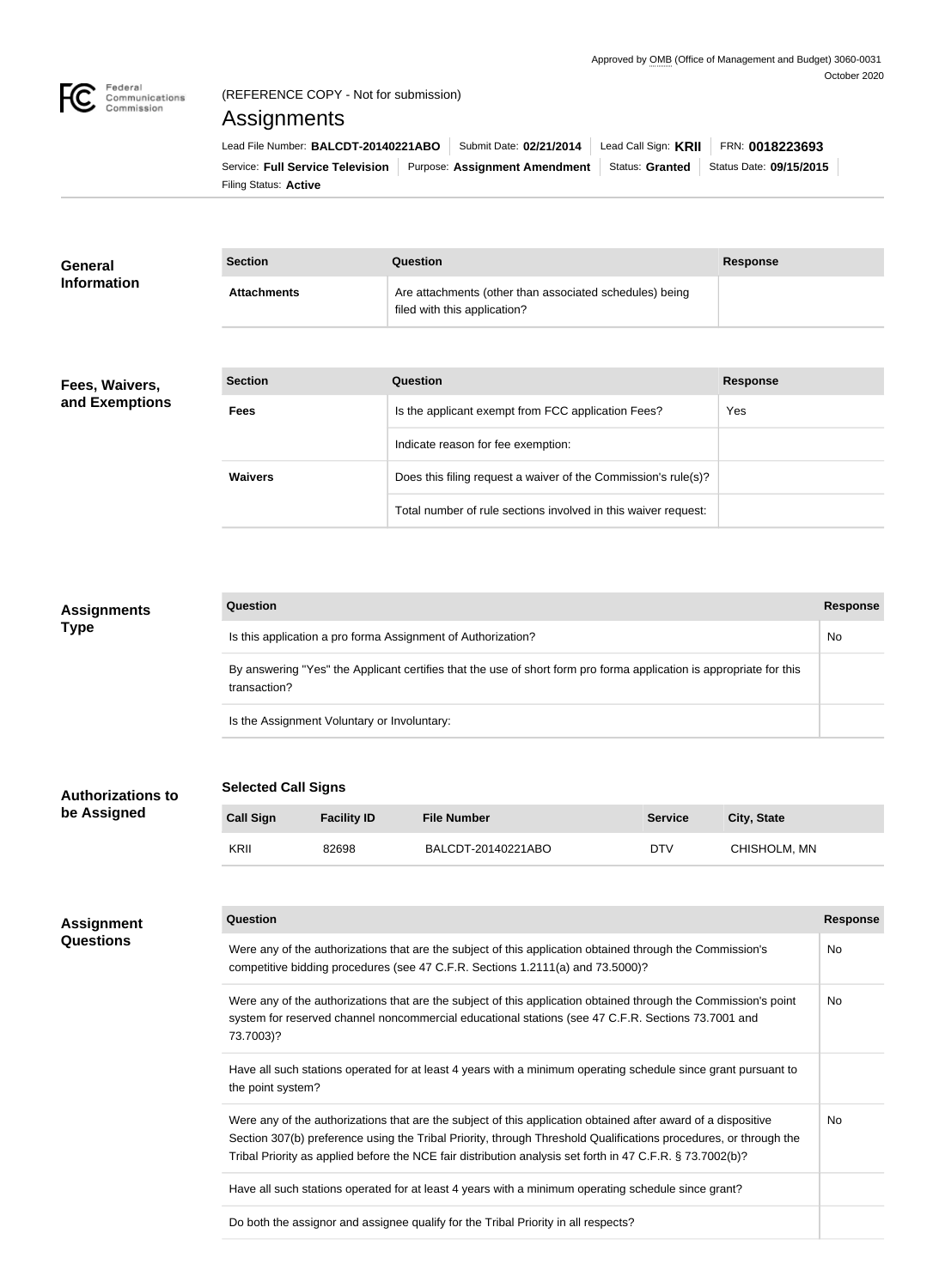Approved by OMB (Office of Management and Budget) 3060-0031
October 2020

(REFERENCE COPY - Not for submission)

# Assignments

Lead File Number: **BALCDT-20140221ABO** | Submit Date: **02/21/2014** | Lead Call Sign: **KRII** | FRN: **0018223693**

Service: **Full Service Television** | Purpose: **Assignment Amendment** | Status: **Granted** | Status Date: **09/15/2015**

Filing Status: **Active**

## General Information

| Section | Question | Response |
| --- | --- | --- |
| Attachments | Are attachments (other than associated schedules) being filed with this application? | |

## Fees, Waivers, and Exemptions

| Section | Question | Response |
| --- | --- | --- |
| Fees | Is the applicant exempt from FCC application Fees? | Yes |
| | Indicate reason for fee exemption: | |
| Waivers | Does this filing request a waiver of the Commission's rule(s)? | |
| | Total number of rule sections involved in this waiver request: | |

## Assignments Type

| Question | Response |
| --- | --- |
| Is this application a pro forma Assignment of Authorization? | No |
| By answering "Yes" the Applicant certifies that the use of short form pro forma application is appropriate for this transaction? | |
| Is the Assignment Voluntary or Involuntary: | |

## Authorizations to be Assigned

### Selected Call Signs

| Call Sign | Facility ID | File Number | Service | City, State |
| --- | --- | --- | --- | --- |
| KRII | 82698 | BALCDT-20140221ABO | DTV | CHISHOLM, MN |

## Assignment Questions

| Question | Response |
| --- | --- |
| Were any of the authorizations that are the subject of this application obtained through the Commission's competitive bidding procedures (see 47 C.F.R. Sections 1.2111(a) and 73.5000)? | No |
| Were any of the authorizations that are the subject of this application obtained through the Commission's point system for reserved channel noncommercial educational stations (see 47 C.F.R. Sections 73.7001 and 73.7003)? | No |
| Have all such stations operated for at least 4 years with a minimum operating schedule since grant pursuant to the point system? | |
| Were any of the authorizations that are the subject of this application obtained after award of a dispositive Section 307(b) preference using the Tribal Priority, through Threshold Qualifications procedures, or through the Tribal Priority as applied before the NCE fair distribution analysis set forth in 47 C.F.R. § 73.7002(b)? | No |
| Have all such stations operated for at least 4 years with a minimum operating schedule since grant? | |
| Do both the assignor and assignee qualify for the Tribal Priority in all respects? | |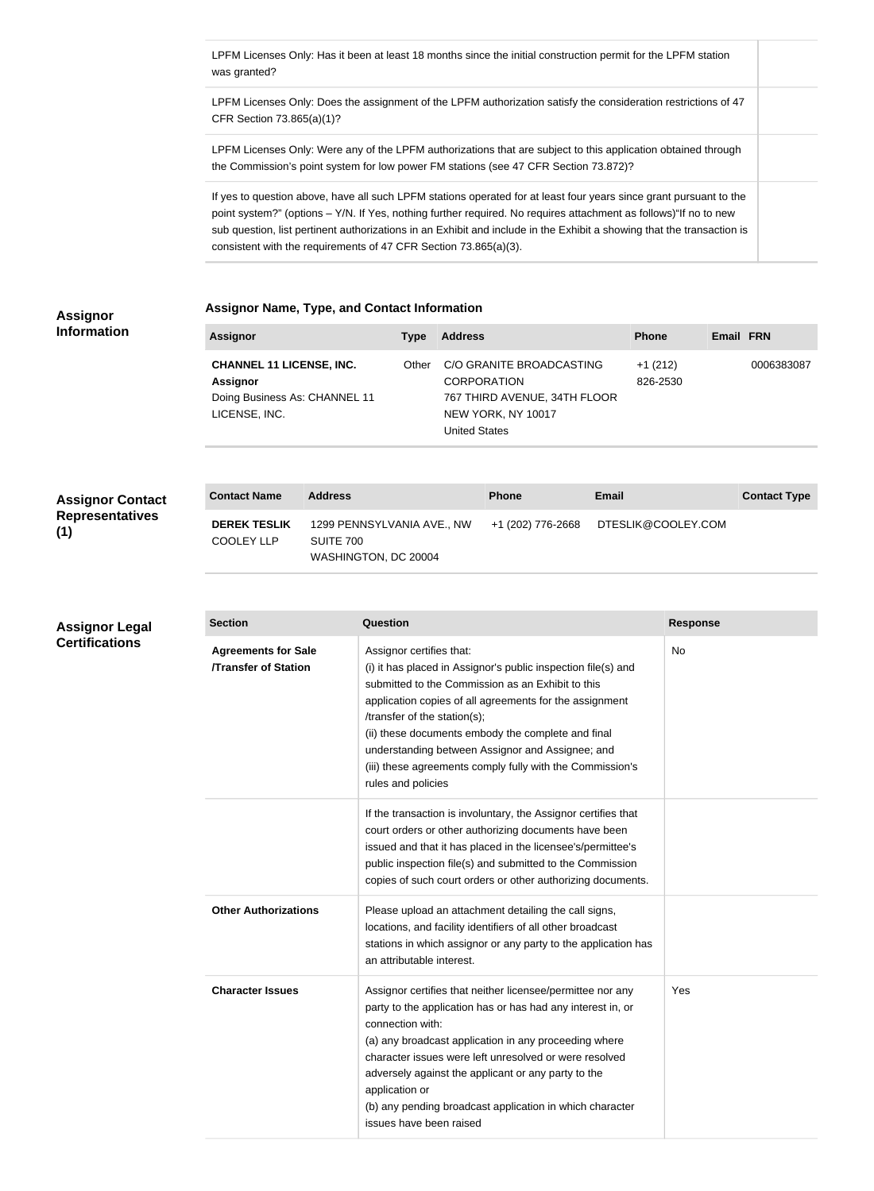| | |
|---|---|
| LPFM Licenses Only: Has it been at least 18 months since the initial construction permit for the LPFM station was granted? | |
| LPFM Licenses Only: Does the assignment of the LPFM authorization satisfy the consideration restrictions of 47 CFR Section 73.865(a)(1)? | |
| LPFM Licenses Only: Were any of the LPFM authorizations that are subject to this application obtained through the Commission's point system for low power FM stations (see 47 CFR Section 73.872)? | |
| If yes to question above, have all such LPFM stations operated for at least four years since grant pursuant to the point system?" (options – Y/N. If Yes, nothing further required. No requires attachment as follows)"If no to new sub question, list pertinent authorizations in an Exhibit and include in the Exhibit a showing that the transaction is consistent with the requirements of 47 CFR Section 73.865(a)(3). | |

## Assignor Information

### Assignor Name, Type, and Contact Information

| Assignor | Type | Address | Phone | Email | FRN |
|---|---|---|---|---|---|
| **CHANNEL 11 LICENSE, INC.** **Assignor** Doing Business As: CHANNEL 11 LICENSE, INC. | Other | C/O GRANITE BROADCASTING CORPORATION 767 THIRD AVENUE, 34TH FLOOR NEW YORK, NY 10017 United States | +1 (212) 826-2530 | | 0006383087 |

## Assignor Contact Representatives (1)

| Contact Name | Address | Phone | Email | Contact Type |
|---|---|---|---|---|
| **DEREK TESLIK** COOLEY LLP | 1299 PENNSYLVANIA AVE., NW SUITE 700 WASHINGTON, DC 20004 | +1 (202) 776-2668 | DTESLIK@COOLEY.COM | |

## Assignor Legal Certifications

| Section | Question | Response |
|---|---|---|
| **Agreements for Sale /Transfer of Station** | Assignor certifies that: (i) it has placed in Assignor's public inspection file(s) and submitted to the Commission as an Exhibit to this application copies of all agreements for the assignment /transfer of the station(s); (ii) these documents embody the complete and final understanding between Assignor and Assignee; and (iii) these agreements comply fully with the Commission's rules and policies | No |
| | If the transaction is involuntary, the Assignor certifies that court orders or other authorizing documents have been issued and that it has placed in the licensee's/permittee's public inspection file(s) and submitted to the Commission copies of such court orders or other authorizing documents. | |
| **Other Authorizations** | Please upload an attachment detailing the call signs, locations, and facility identifiers of all other broadcast stations in which assignor or any party to the application has an attributable interest. | |
| **Character Issues** | Assignor certifies that neither licensee/permittee nor any party to the application has or has had any interest in, or connection with: (a) any broadcast application in any proceeding where character issues were left unresolved or were resolved adversely against the applicant or any party to the application or (b) any pending broadcast application in which character issues have been raised | Yes |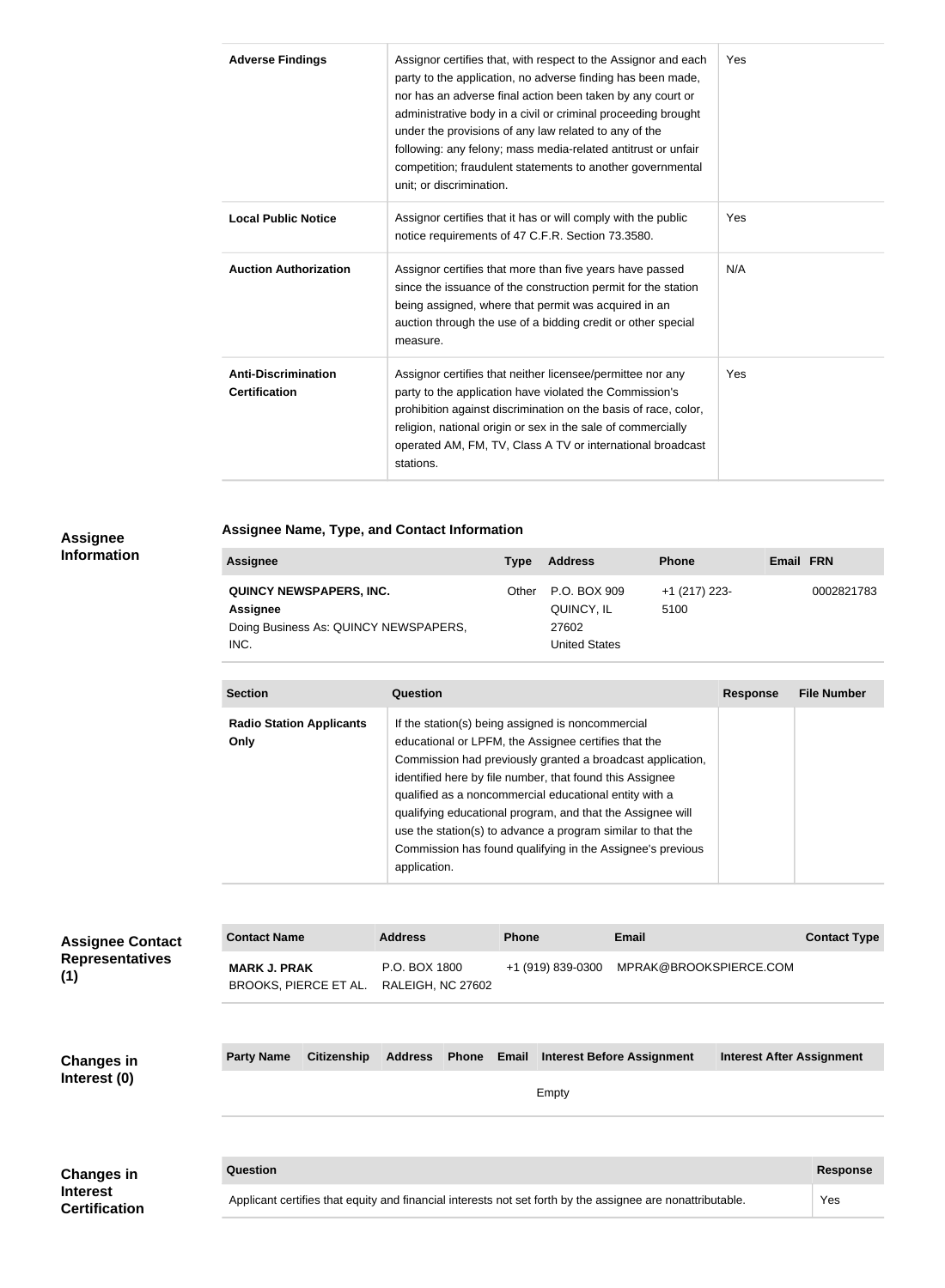| | | |
|---|---|---|
| **Adverse Findings** | Assignor certifies that, with respect to the Assignor and each party to the application, no adverse finding has been made, nor has an adverse final action been taken by any court or administrative body in a civil or criminal proceeding brought under the provisions of any law related to any of the following: any felony; mass media-related antitrust or unfair competition; fraudulent statements to another governmental unit; or discrimination. | Yes |
| **Local Public Notice** | Assignor certifies that it has or will comply with the public notice requirements of 47 C.F.R. Section 73.3580. | Yes |
| **Auction Authorization** | Assignor certifies that more than five years have passed since the issuance of the construction permit for the station being assigned, where that permit was acquired in an auction through the use of a bidding credit or other special measure. | N/A |
| **Anti-Discrimination Certification** | Assignor certifies that neither licensee/permittee nor any party to the application have violated the Commission's prohibition against discrimination on the basis of race, color, religion, national origin or sex in the sale of commercially operated AM, FM, TV, Class A TV or international broadcast stations. | Yes |

## Assignee Information

### Assignee Name, Type, and Contact Information

| Assignee | Type | Address | Phone | Email | FRN |
|---|---|---|---|---|---|
| **QUINCY NEWSPAPERS, INC.** **Assignee** Doing Business As: QUINCY NEWSPAPERS, INC. | Other | P.O. BOX 909 QUINCY, IL 27602 United States | +1 (217) 223-5100 | | 0002821783 |

| Section | Question | Response | File Number |
|---|---|---|---|
| **Radio Station Applicants Only** | If the station(s) being assigned is noncommercial educational or LPFM, the Assignee certifies that the Commission had previously granted a broadcast application, identified here by file number, that found this Assignee qualified as a noncommercial educational entity with a qualifying educational program, and that the Assignee will use the station(s) to advance a program similar to that the Commission has found qualifying in the Assignee's previous application. | | |

## Assignee Contact Representatives (1)

| Contact Name | Address | Phone | Email | Contact Type |
|---|---|---|---|---|
| **MARK J. PRAK** BROOKS, PIERCE ET AL. | P.O. BOX 1800 RALEIGH, NC 27602 | +1 (919) 839-0300 | MPRAK@BROOKSPIERCE.COM | |

## Changes in Interest (0)

| Party Name | Citizenship | Address | Phone | Email | Interest Before Assignment | Interest After Assignment |
|---|---|---|---|---|---|---|
| Empty | | | | | | |

## Changes in Interest Certification

| Question | Response |
|---|---|
| Applicant certifies that equity and financial interests not set forth by the assignee are nonattributable. | Yes |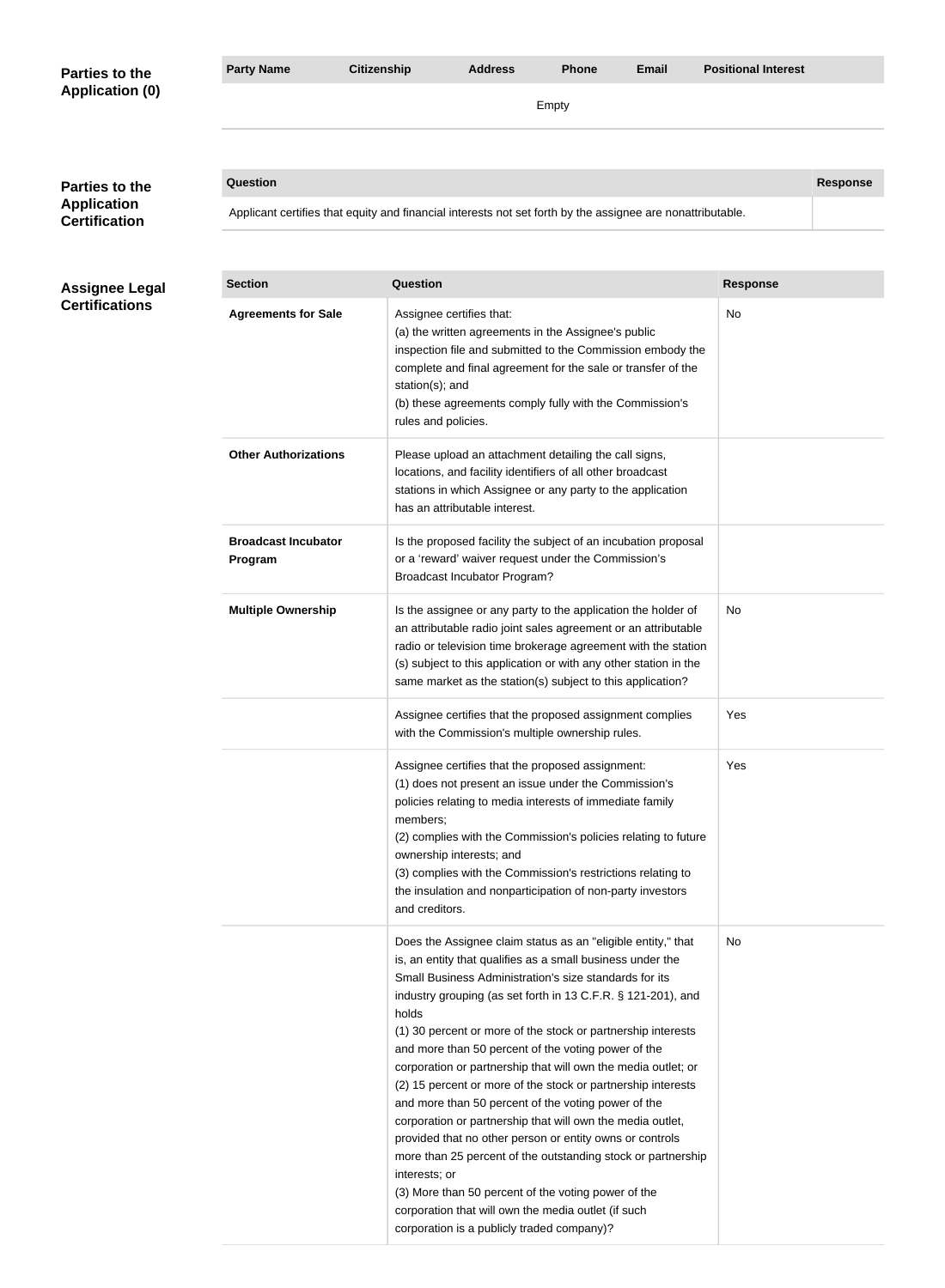**Parties to the Application (0)**

| Party Name | Citizenship | Address | Phone | Email | Positional Interest |
|---|---|---|---|---|---|
| Empty | | | | | |

**Parties to the Application Certification**

| Question | Response |
|---|---|
| Applicant certifies that equity and financial interests not set forth by the assignee are nonattributable. | |

**Assignee Legal Certifications**

| Section | Question | Response |
|---|---|---|
| **Agreements for Sale** | Assignee certifies that:<br>(a) the written agreements in the Assignee's public inspection file and submitted to the Commission embody the complete and final agreement for the sale or transfer of the station(s); and<br>(b) these agreements comply fully with the Commission's rules and policies. | No |
| **Other Authorizations** | Please upload an attachment detailing the call signs, locations, and facility identifiers of all other broadcast stations in which Assignee or any party to the application has an attributable interest. | |
| **Broadcast Incubator Program** | Is the proposed facility the subject of an incubation proposal or a 'reward' waiver request under the Commission's Broadcast Incubator Program? | |
| **Multiple Ownership** | Is the assignee or any party to the application the holder of an attributable radio joint sales agreement or an attributable radio or television time brokerage agreement with the station (s) subject to this application or with any other station in the same market as the station(s) subject to this application? | No |
| | Assignee certifies that the proposed assignment complies with the Commission's multiple ownership rules. | Yes |
| | Assignee certifies that the proposed assignment:<br>(1) does not present an issue under the Commission's policies relating to media interests of immediate family members;<br>(2) complies with the Commission's policies relating to future ownership interests; and<br>(3) complies with the Commission's restrictions relating to the insulation and nonparticipation of non-party investors and creditors. | Yes |
| | Does the Assignee claim status as an "eligible entity," that is, an entity that qualifies as a small business under the Small Business Administration's size standards for its industry grouping (as set forth in 13 C.F.R. § 121-201), and holds<br>(1) 30 percent or more of the stock or partnership interests and more than 50 percent of the voting power of the corporation or partnership that will own the media outlet; or<br>(2) 15 percent or more of the stock or partnership interests and more than 50 percent of the voting power of the corporation or partnership that will own the media outlet, provided that no other person or entity owns or controls more than 25 percent of the outstanding stock or partnership interests; or<br>(3) More than 50 percent of the voting power of the corporation that will own the media outlet (if such corporation is a publicly traded company)? | No |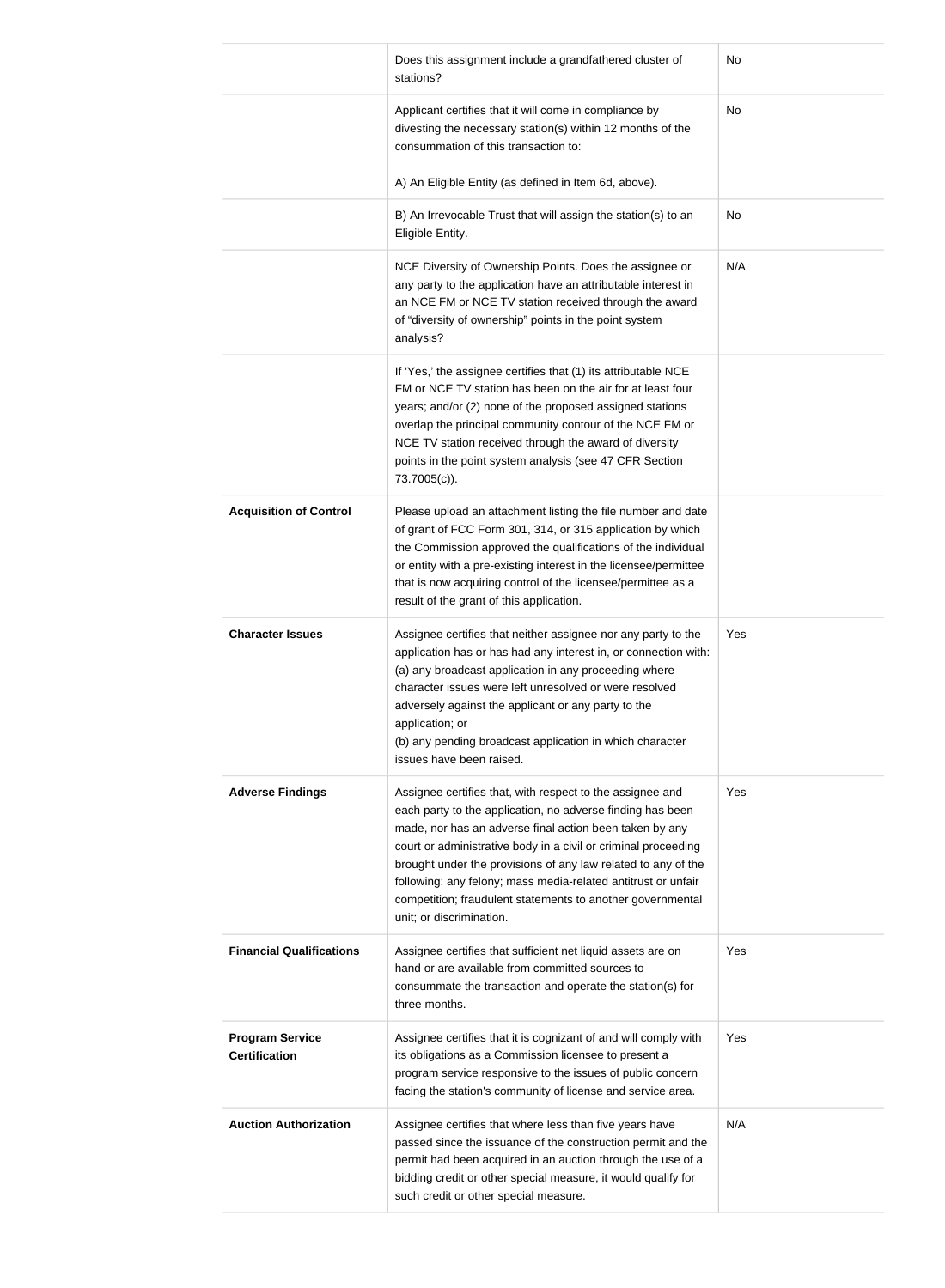| | | |
|---|---|---|
| | Does this assignment include a grandfathered cluster of stations? | No |
| | Applicant certifies that it will come in compliance by divesting the necessary station(s) within 12 months of the consummation of this transaction to:<br><br>A) An Eligible Entity (as defined in Item 6d, above). | No |
| | B) An Irrevocable Trust that will assign the station(s) to an Eligible Entity. | No |
| | NCE Diversity of Ownership Points. Does the assignee or any party to the application have an attributable interest in an NCE FM or NCE TV station received through the award of "diversity of ownership" points in the point system analysis? | N/A |
| | If 'Yes,' the assignee certifies that (1) its attributable NCE FM or NCE TV station has been on the air for at least four years; and/or (2) none of the proposed assigned stations overlap the principal community contour of the NCE FM or NCE TV station received through the award of diversity points in the point system analysis (see 47 CFR Section 73.7005(c)). | |
| **Acquisition of Control** | Please upload an attachment listing the file number and date of grant of FCC Form 301, 314, or 315 application by which the Commission approved the qualifications of the individual or entity with a pre-existing interest in the licensee/permittee that is now acquiring control of the licensee/permittee as a result of the grant of this application. | |
| **Character Issues** | Assignee certifies that neither assignee nor any party to the application has or has had any interest in, or connection with:<br>(a) any broadcast application in any proceeding where character issues were left unresolved or were resolved adversely against the applicant or any party to the application; or<br>(b) any pending broadcast application in which character issues have been raised. | Yes |
| **Adverse Findings** | Assignee certifies that, with respect to the assignee and each party to the application, no adverse finding has been made, nor has an adverse final action been taken by any court or administrative body in a civil or criminal proceeding brought under the provisions of any law related to any of the following: any felony; mass media-related antitrust or unfair competition; fraudulent statements to another governmental unit; or discrimination. | Yes |
| **Financial Qualifications** | Assignee certifies that sufficient net liquid assets are on hand or are available from committed sources to consummate the transaction and operate the station(s) for three months. | Yes |
| **Program Service Certification** | Assignee certifies that it is cognizant of and will comply with its obligations as a Commission licensee to present a program service responsive to the issues of public concern facing the station's community of license and service area. | Yes |
| **Auction Authorization** | Assignee certifies that where less than five years have passed since the issuance of the construction permit and the permit had been acquired in an auction through the use of a bidding credit or other special measure, it would qualify for such credit or other special measure. | N/A |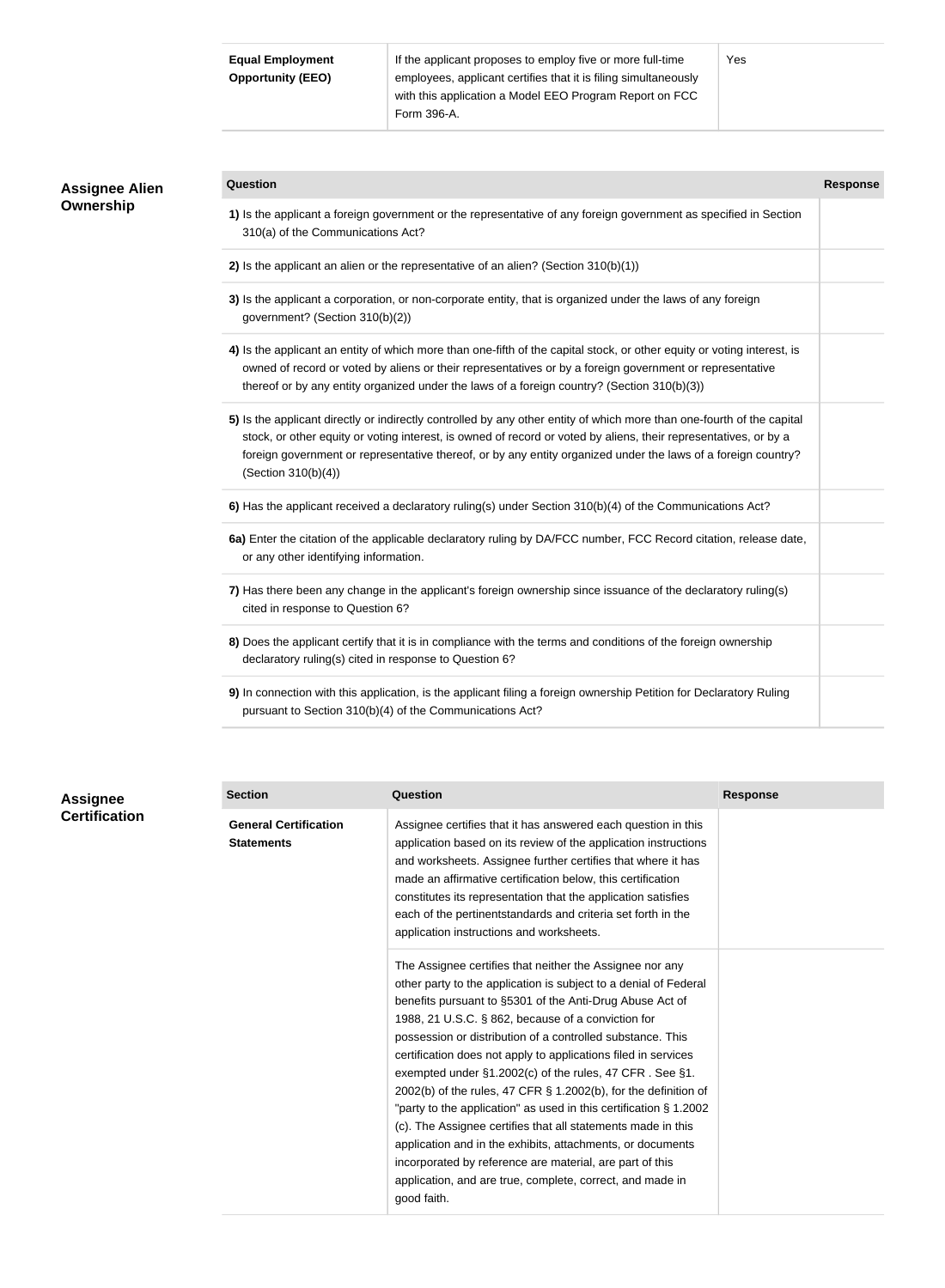| Equal Employment Opportunity (EEO) | If the applicant proposes to employ five or more full-time employees, applicant certifies that it is filing simultaneously with this application a Model EEO Program Report on FCC Form 396-A. | Yes |
|---|---|---|

## Assignee Alien Ownership

| Question | Response |
|---|---|
| **1)** Is the applicant a foreign government or the representative of any foreign government as specified in Section 310(a) of the Communications Act? | |
| **2)** Is the applicant an alien or the representative of an alien? (Section 310(b)(1)) | |
| **3)** Is the applicant a corporation, or non-corporate entity, that is organized under the laws of any foreign government? (Section 310(b)(2)) | |
| **4)** Is the applicant an entity of which more than one-fifth of the capital stock, or other equity or voting interest, is owned of record or voted by aliens or their representatives or by a foreign government or representative thereof or by any entity organized under the laws of a foreign country? (Section 310(b)(3)) | |
| **5)** Is the applicant directly or indirectly controlled by any other entity of which more than one-fourth of the capital stock, or other equity or voting interest, is owned of record or voted by aliens, their representatives, or by a foreign government or representative thereof, or by any entity organized under the laws of a foreign country? (Section 310(b)(4)) | |
| **6)** Has the applicant received a declaratory ruling(s) under Section 310(b)(4) of the Communications Act? | |
| **6a)** Enter the citation of the applicable declaratory ruling by DA/FCC number, FCC Record citation, release date, or any other identifying information. | |
| **7)** Has there been any change in the applicant's foreign ownership since issuance of the declaratory ruling(s) cited in response to Question 6? | |
| **8)** Does the applicant certify that it is in compliance with the terms and conditions of the foreign ownership declaratory ruling(s) cited in response to Question 6? | |
| **9)** In connection with this application, is the applicant filing a foreign ownership Petition for Declaratory Ruling pursuant to Section 310(b)(4) of the Communications Act? | |

## Assignee Certification

| Section | Question | Response |
|---|---|---|
| **General Certification Statements** | Assignee certifies that it has answered each question in this application based on its review of the application instructions and worksheets. Assignee further certifies that where it has made an affirmative certification below, this certification constitutes its representation that the application satisfies each of the pertinentstandards and criteria set forth in the application instructions and worksheets. | |
| | The Assignee certifies that neither the Assignee nor any other party to the application is subject to a denial of Federal benefits pursuant to §5301 of the Anti-Drug Abuse Act of 1988, 21 U.S.C. § 862, because of a conviction for possession or distribution of a controlled substance. This certification does not apply to applications filed in services exempted under §1.2002(c) of the rules, 47 CFR . See §1. 2002(b) of the rules, 47 CFR § 1.2002(b), for the definition of "party to the application" as used in this certification § 1.2002 (c). The Assignee certifies that all statements made in this application and in the exhibits, attachments, or documents incorporated by reference are material, are part of this application, and are true, complete, correct, and made in good faith. | |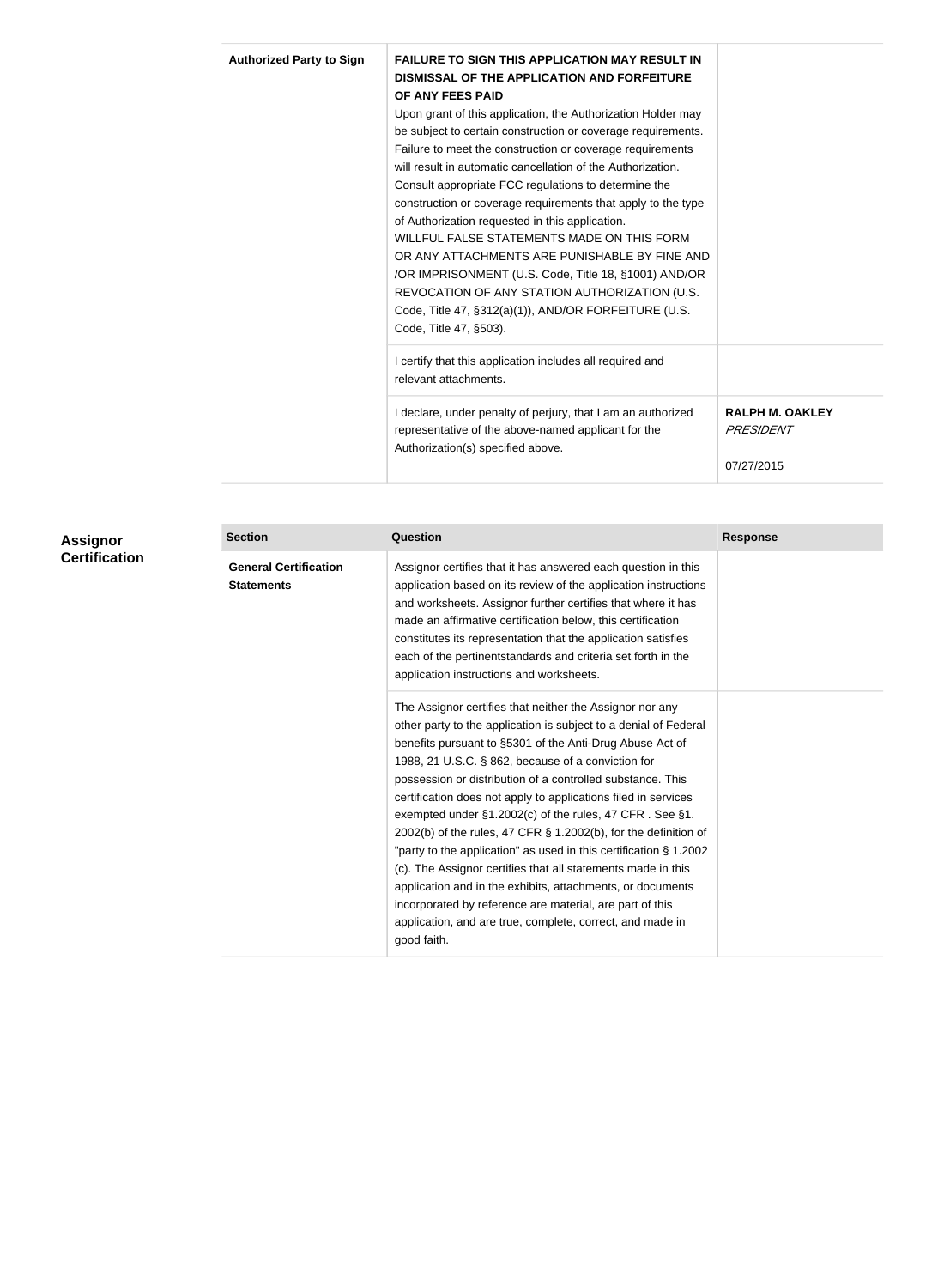| Authorized Party to Sign | **FAILURE TO SIGN THIS APPLICATION MAY RESULT IN DISMISSAL OF THE APPLICATION AND FORFEITURE OF ANY FEES PAID**<br>Upon grant of this application, the Authorization Holder may be subject to certain construction or coverage requirements. Failure to meet the construction or coverage requirements will result in automatic cancellation of the Authorization. Consult appropriate FCC regulations to determine the construction or coverage requirements that apply to the type of Authorization requested in this application.<br>WILLFUL FALSE STATEMENTS MADE ON THIS FORM OR ANY ATTACHMENTS ARE PUNISHABLE BY FINE AND /OR IMPRISONMENT (U.S. Code, Title 18, §1001) AND/OR REVOCATION OF ANY STATION AUTHORIZATION (U.S. Code, Title 47, §312(a)(1)), AND/OR FORFEITURE (U.S. Code, Title 47, §503). | |
|---|---|---|
| | I certify that this application includes all required and relevant attachments. | |
| | I declare, under penalty of perjury, that I am an authorized representative of the above-named applicant for the Authorization(s) specified above. | **RALPH M. OAKLEY**<br>*PRESIDENT*<br><br>07/27/2015 |

## Assignor Certification

| Section | Question | Response |
|---|---|---|
| **General Certification Statements** | Assignor certifies that it has answered each question in this application based on its review of the application instructions and worksheets. Assignor further certifies that where it has made an affirmative certification below, this certification constitutes its representation that the application satisfies each of the pertinentstandards and criteria set forth in the application instructions and worksheets. | |
| | The Assignor certifies that neither the Assignor nor any other party to the application is subject to a denial of Federal benefits pursuant to §5301 of the Anti-Drug Abuse Act of 1988, 21 U.S.C. § 862, because of a conviction for possession or distribution of a controlled substance. This certification does not apply to applications filed in services exempted under §1.2002(c) of the rules, 47 CFR . See §1. 2002(b) of the rules, 47 CFR § 1.2002(b), for the definition of "party to the application" as used in this certification § 1.2002 (c). The Assignor certifies that all statements made in this application and in the exhibits, attachments, or documents incorporated by reference are material, are part of this application, and are true, complete, correct, and made in good faith. | |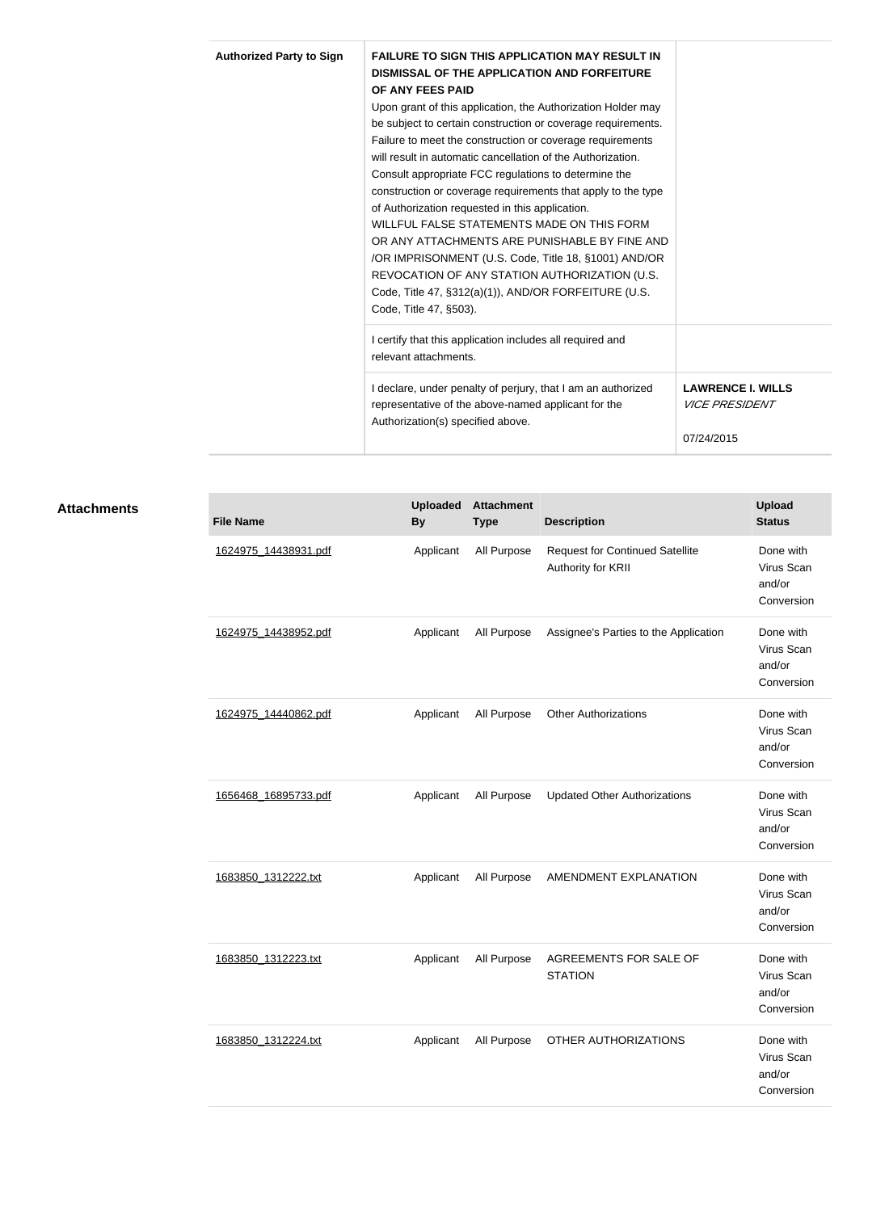| Authorized Party to Sign | **FAILURE TO SIGN THIS APPLICATION MAY RESULT IN DISMISSAL OF THE APPLICATION AND FORFEITURE OF ANY FEES PAID** Upon grant of this application, the Authorization Holder may be subject to certain construction or coverage requirements. Failure to meet the construction or coverage requirements will result in automatic cancellation of the Authorization. Consult appropriate FCC regulations to determine the construction or coverage requirements that apply to the type of Authorization requested in this application. WILLFUL FALSE STATEMENTS MADE ON THIS FORM OR ANY ATTACHMENTS ARE PUNISHABLE BY FINE AND /OR IMPRISONMENT (U.S. Code, Title 18, §1001) AND/OR REVOCATION OF ANY STATION AUTHORIZATION (U.S. Code, Title 47, §312(a)(1)), AND/OR FORFEITURE (U.S. Code, Title 47, §503). | |
|---|---|---|
| | I certify that this application includes all required and relevant attachments. | |
| | I declare, under penalty of perjury, that I am an authorized representative of the above-named applicant for the Authorization(s) specified above. | **LAWRENCE I. WILLS** *VICE PRESIDENT* 07/24/2015 |

## Attachments

| File Name | Uploaded By | Attachment Type | Description | Upload Status |
|---|---|---|---|---|
| 1624975_14438931.pdf | Applicant | All Purpose | Request for Continued Satellite Authority for KRII | Done with Virus Scan and/or Conversion |
| 1624975_14438952.pdf | Applicant | All Purpose | Assignee's Parties to the Application | Done with Virus Scan and/or Conversion |
| 1624975_14440862.pdf | Applicant | All Purpose | Other Authorizations | Done with Virus Scan and/or Conversion |
| 1656468_16895733.pdf | Applicant | All Purpose | Updated Other Authorizations | Done with Virus Scan and/or Conversion |
| 1683850_1312222.txt | Applicant | All Purpose | AMENDMENT EXPLANATION | Done with Virus Scan and/or Conversion |
| 1683850_1312223.txt | Applicant | All Purpose | AGREEMENTS FOR SALE OF STATION | Done with Virus Scan and/or Conversion |
| 1683850_1312224.txt | Applicant | All Purpose | OTHER AUTHORIZATIONS | Done with Virus Scan and/or Conversion |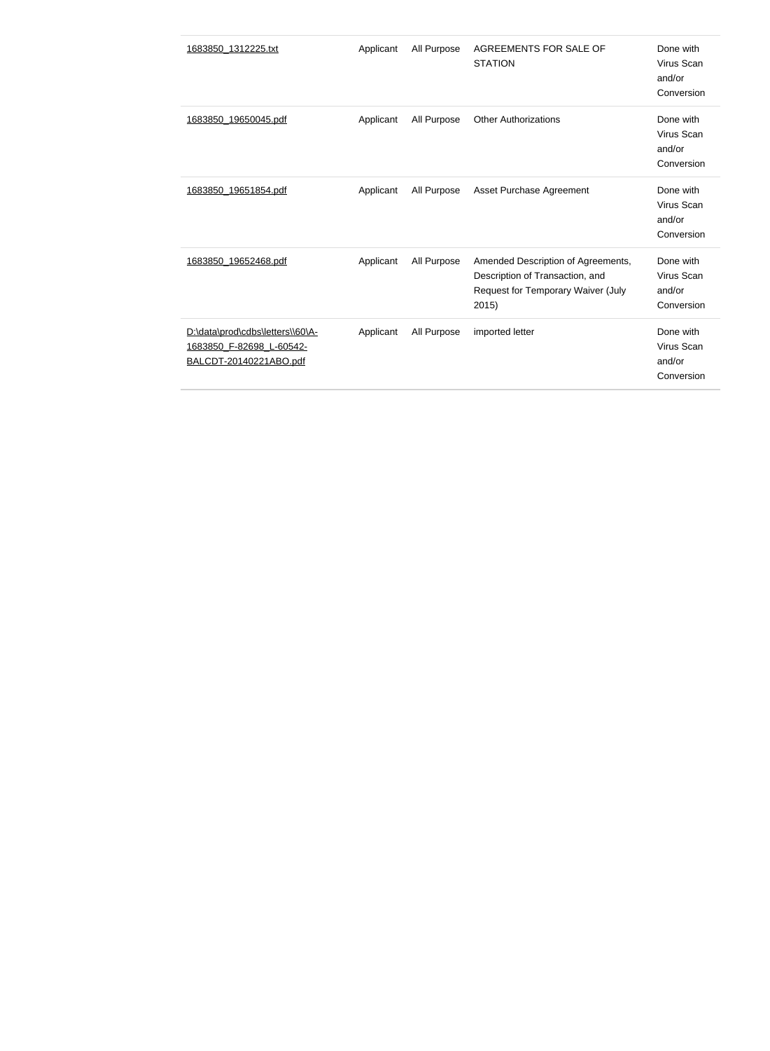| | | | | |
|---|---|---|---|---|
| 1683850_1312225.txt | Applicant | All Purpose | AGREEMENTS FOR SALE OF STATION | Done with Virus Scan and/or Conversion |
| 1683850_19650045.pdf | Applicant | All Purpose | Other Authorizations | Done with Virus Scan and/or Conversion |
| 1683850_19651854.pdf | Applicant | All Purpose | Asset Purchase Agreement | Done with Virus Scan and/or Conversion |
| 1683850_19652468.pdf | Applicant | All Purpose | Amended Description of Agreements, Description of Transaction, and Request for Temporary Waiver (July 2015) | Done with Virus Scan and/or Conversion |
| D:\data\prod\cdbs\letters\\60\A-1683850_F-82698_L-60542-BALCDT-20140221ABO.pdf | Applicant | All Purpose | imported letter | Done with Virus Scan and/or Conversion |